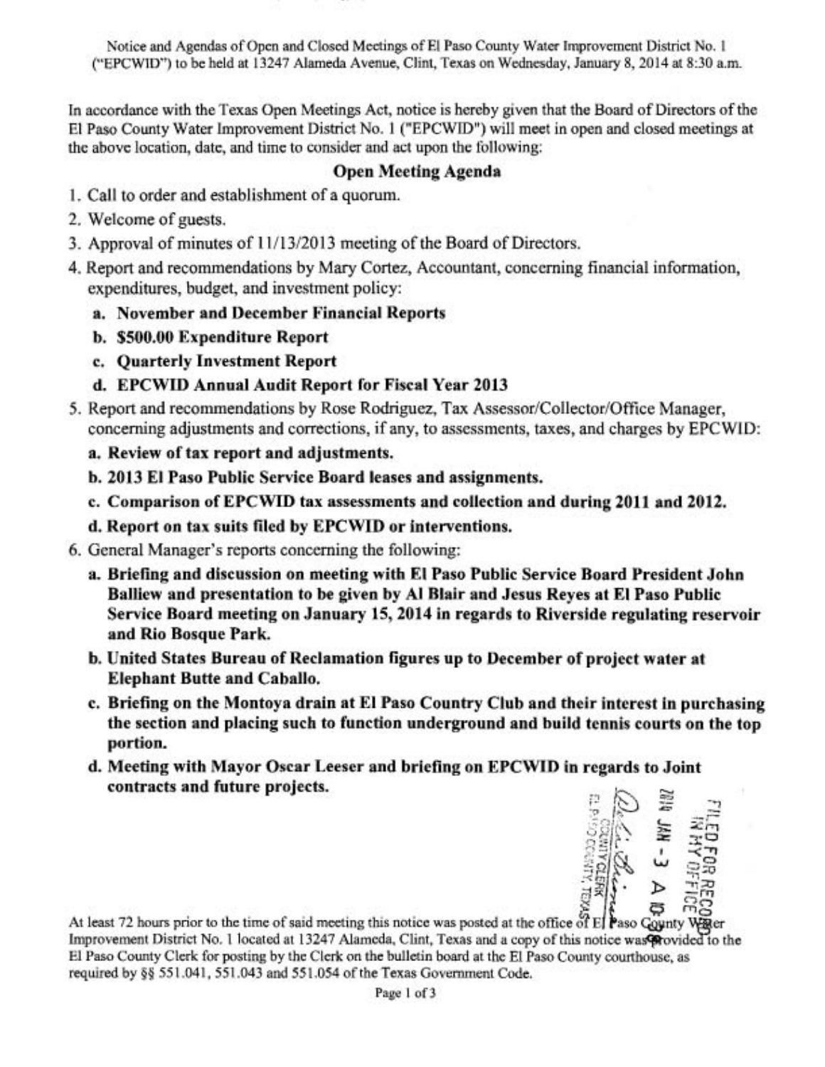Notice and Agendas of Open and Closed Meetings of El Paso County Water Improvement District No. 1 ("EPCWID") to be held at 13247 Alameda Avenue, Clint, Texas on Wednesday, January 8, 2014 at 8:30 a.m.

In accordance with the Texas Open Meetings Act, notice is hereby given that the Board of Directors of the El Paso County Water Improvement District No. 1 ("EPCWID") will meet in open and closed meetings at the above location, date, and time to consider and act upon the following:

## Open Meeting Agenda

1. Call to order and establishment of a quorum.
2. Welcome of guests.
3. Approval of minutes of 11/13/2013 meeting of the Board of Directors.
4. Report and recommendations by Mary Cortez, Accountant, concerning financial information, expenditures, budget, and investment policy:
   - **a. November and December Financial Reports**
   - **b. $500.00 Expenditure Report**
   - **c. Quarterly Investment Report**
   - **d. EPCWID Annual Audit Report for Fiscal Year 2013**
5. Report and recommendations by Rose Rodriguez, Tax Assessor/Collector/Office Manager, concerning adjustments and corrections, if any, to assessments, taxes, and charges by EPCWID:
   - **a. Review of tax report and adjustments.**
   - **b. 2013 El Paso Public Service Board leases and assignments.**
   - **c. Comparison of EPCWID tax assessments and collection and during 2011 and 2012.**
   - **d. Report on tax suits filed by EPCWID or interventions.**
6. General Manager's reports concerning the following:
   - **a. Briefing and discussion on meeting with El Paso Public Service Board President John Balliew and presentation to be given by Al Blair and Jesus Reyes at El Paso Public Service Board meeting on January 15, 2014 in regards to Riverside regulating reservoir and Rio Bosque Park.**
   - **b. United States Bureau of Reclamation figures up to December of project water at Elephant Butte and Caballo.**
   - **c. Briefing on the Montoya drain at El Paso Country Club and their interest in purchasing the section and placing such to function underground and build tennis courts on the top portion.**
   - **d. Meeting with Mayor Oscar Leeser and briefing on EPCWID in regards to Joint contracts and future projects.**

FILED FOR RECORD IN MY OFFICE 2014 JAN -3 A 10:08 COUNTY CLERK EL PASO COUNTY, TEXAS

At least 72 hours prior to the time of said meeting this notice was posted at the office of El Paso County Water Improvement District No. 1 located at 13247 Alameda, Clint, Texas and a copy of this notice was provided to the El Paso County Clerk for posting by the Clerk on the bulletin board at the El Paso County courthouse, as required by §§ 551.041, 551.043 and 551.054 of the Texas Government Code.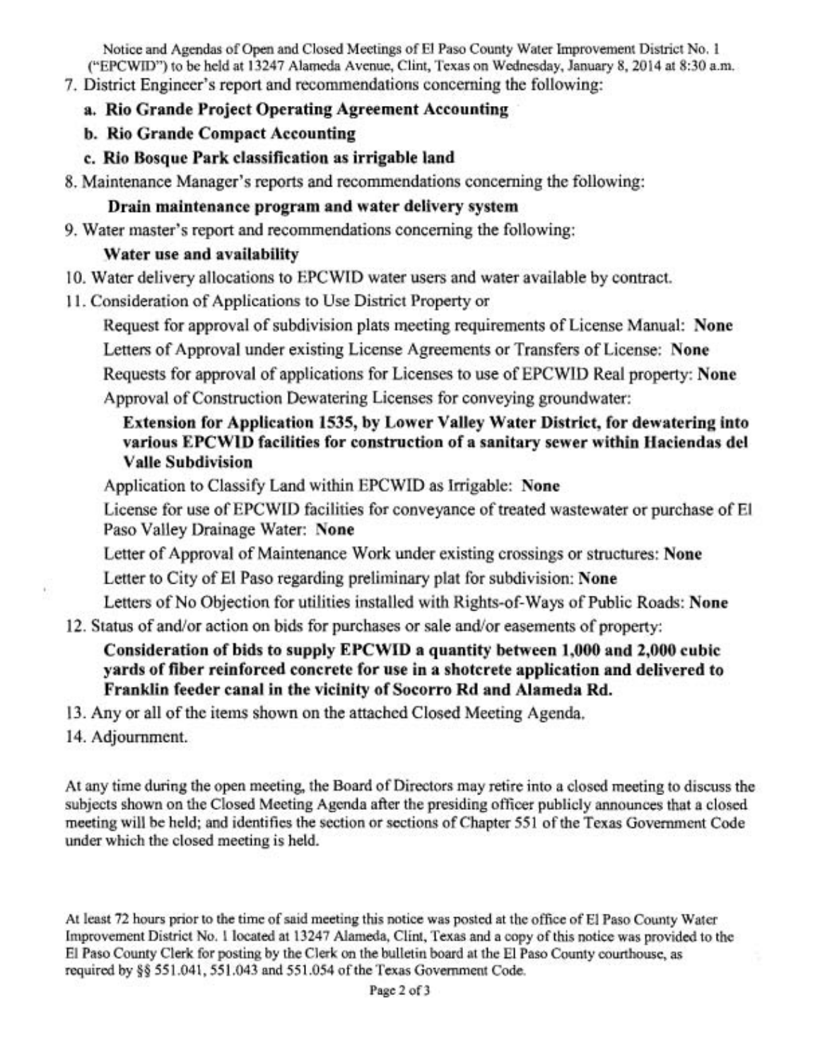7. District Engineer's report and recommendations concerning the following:
   - **a. Rio Grande Project Operating Agreement Accounting**
   - **b. Rio Grande Compact Accounting**
   - **c. Rio Bosque Park classification as irrigable land**
8. Maintenance Manager's reports and recommendations concerning the following:

   **Drain maintenance program and water delivery system**
9. Water master's report and recommendations concerning the following:

   **Water use and availability**
10. Water delivery allocations to EPCWID water users and water available by contract.
11. Consideration of Applications to Use District Property or

    Request for approval of subdivision plats meeting requirements of License Manual: **None**

    Letters of Approval under existing License Agreements or Transfers of License: **None**

    Requests for approval of applications for Licenses to use of EPCWID Real property: **None**

    Approval of Construction Dewatering Licenses for conveying groundwater:

    **Extension for Application 1535, by Lower Valley Water District, for dewatering into various EPCWID facilities for construction of a sanitary sewer within Haciendas del Valle Subdivision**

    Application to Classify Land within EPCWID as Irrigable: **None**

    License for use of EPCWID facilities for conveyance of treated wastewater or purchase of El Paso Valley Drainage Water: **None**

    Letter of Approval of Maintenance Work under existing crossings or structures: **None**

    Letter to City of El Paso regarding preliminary plat for subdivision: **None**

    Letters of No Objection for utilities installed with Rights-of-Ways of Public Roads: **None**
12. Status of and/or action on bids for purchases or sale and/or easements of property:

    **Consideration of bids to supply EPCWID a quantity between 1,000 and 2,000 cubic yards of fiber reinforced concrete for use in a shotcrete application and delivered to Franklin feeder canal in the vicinity of Socorro Rd and Alameda Rd.**
13. Any or all of the items shown on the attached Closed Meeting Agenda.
14. Adjournment.

At any time during the open meeting, the Board of Directors may retire into a closed meeting to discuss the subjects shown on the Closed Meeting Agenda after the presiding officer publicly announces that a closed meeting will be held; and identifies the section or sections of Chapter 551 of the Texas Government Code under which the closed meeting is held.

At least 72 hours prior to the time of said meeting this notice was posted at the office of El Paso County Water Improvement District No. 1 located at 13247 Alameda, Clint, Texas and a copy of this notice was provided to the El Paso County Clerk for posting by the Clerk on the bulletin board at the El Paso County courthouse, as required by §§ 551.041, 551.043 and 551.054 of the Texas Government Code.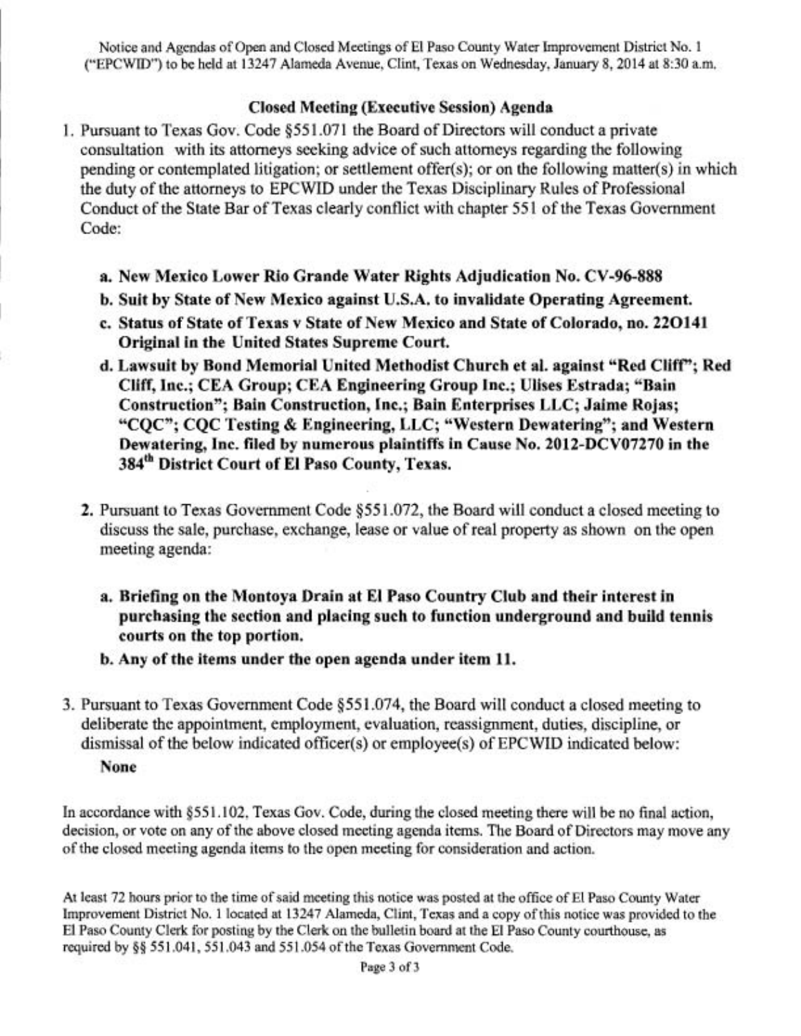Notice and Agendas of Open and Closed Meetings of El Paso County Water Improvement District No. 1 ("EPCWID") to be held at 13247 Alameda Avenue, Clint, Texas on Wednesday, January 8, 2014 at 8:30 a.m.

### Closed Meeting (Executive Session) Agenda

1. Pursuant to Texas Gov. Code §551.071 the Board of Directors will conduct a private consultation with its attorneys seeking advice of such attorneys regarding the following pending or contemplated litigation; or settlement offer(s); or on the following matter(s) in which the duty of the attorneys to EPCWID under the Texas Disciplinary Rules of Professional Conduct of the State Bar of Texas clearly conflict with chapter 551 of the Texas Government Code:

   a. **New Mexico Lower Rio Grande Water Rights Adjudication No. CV-96-888**

   b. **Suit by State of New Mexico against U.S.A. to invalidate Operating Agreement.**

   c. **Status of State of Texas v State of New Mexico and State of Colorado, no. 22O141 Original in the United States Supreme Court.**

   d. **Lawsuit by Bond Memorial United Methodist Church et al. against "Red Cliff"; Red Cliff, Inc.; CEA Group; CEA Engineering Group Inc.; Ulises Estrada; "Bain Construction"; Bain Construction, Inc.; Bain Enterprises LLC; Jaime Rojas; "CQC"; CQC Testing & Engineering, LLC; "Western Dewatering"; and Western Dewatering, Inc. filed by numerous plaintiffs in Cause No. 2012-DCV07270 in the 384th District Court of El Paso County, Texas.**

2. Pursuant to Texas Government Code §551.072, the Board will conduct a closed meeting to discuss the sale, purchase, exchange, lease or value of real property as shown on the open meeting agenda:

   a. **Briefing on the Montoya Drain at El Paso Country Club and their interest in purchasing the section and placing such to function underground and build tennis courts on the top portion.**

   b. **Any of the items under the open agenda under item 11.**

3. Pursuant to Texas Government Code §551.074, the Board will conduct a closed meeting to deliberate the appointment, employment, evaluation, reassignment, duties, discipline, or dismissal of the below indicated officer(s) or employee(s) of EPCWID indicated below:

   **None**

In accordance with §551.102, Texas Gov. Code, during the closed meeting there will be no final action, decision, or vote on any of the above closed meeting agenda items. The Board of Directors may move any of the closed meeting agenda items to the open meeting for consideration and action.

At least 72 hours prior to the time of said meeting this notice was posted at the office of El Paso County Water Improvement District No. 1 located at 13247 Alameda, Clint, Texas and a copy of this notice was provided to the El Paso County Clerk for posting by the Clerk on the bulletin board at the El Paso County courthouse, as required by §§ 551.041, 551.043 and 551.054 of the Texas Government Code.